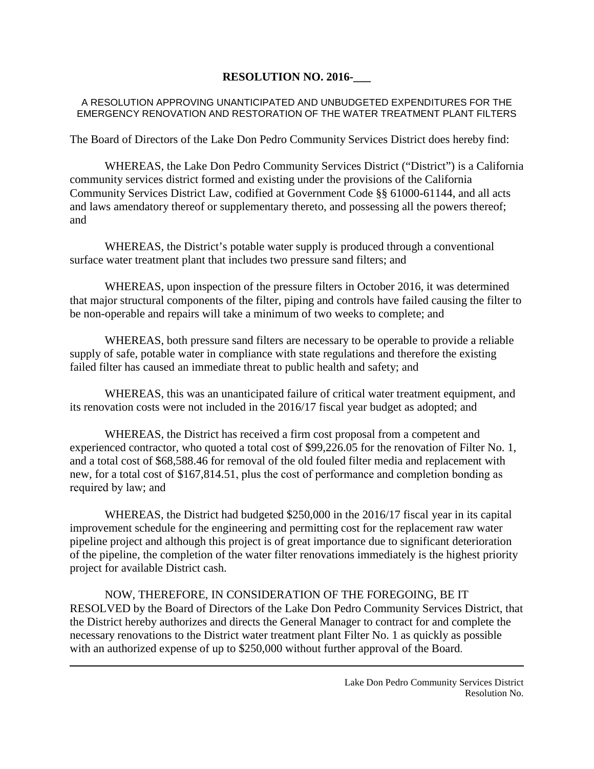# RESOLUTION NO. 2016-___

A RESOLUTION APPROVING UNANTICIPATED AND UNBUDGETED EXPENDITURES FOR THE EMERGENCY RENOVATION AND RESTORATION OF THE WATER TREATMENT PLANT FILTERS

The Board of Directors of the Lake Don Pedro Community Services District does hereby find:

WHEREAS, the Lake Don Pedro Community Services District ("District") is a California community services district formed and existing under the provisions of the California Community Services District Law, codified at Government Code §§ 61000-61144, and all acts and laws amendatory thereof or supplementary thereto, and possessing all the powers thereof; and

WHEREAS, the District's potable water supply is produced through a conventional surface water treatment plant that includes two pressure sand filters; and

WHEREAS, upon inspection of the pressure filters in October 2016, it was determined that major structural components of the filter, piping and controls have failed causing the filter to be non-operable and repairs will take a minimum of two weeks to complete; and

WHEREAS, both pressure sand filters are necessary to be operable to provide a reliable supply of safe, potable water in compliance with state regulations and therefore the existing failed filter has caused an immediate threat to public health and safety; and

WHEREAS, this was an unanticipated failure of critical water treatment equipment, and its renovation costs were not included in the 2016/17 fiscal year budget as adopted; and

WHEREAS, the District has received a firm cost proposal from a competent and experienced contractor, who quoted a total cost of $99,226.05 for the renovation of Filter No. 1, and a total cost of $68,588.46 for removal of the old fouled filter media and replacement with new, for a total cost of $167,814.51, plus the cost of performance and completion bonding as required by law; and

WHEREAS, the District had budgeted $250,000 in the 2016/17 fiscal year in its capital improvement schedule for the engineering and permitting cost for the replacement raw water pipeline project and although this project is of great importance due to significant deterioration of the pipeline, the completion of the water filter renovations immediately is the highest priority project for available District cash.

NOW, THEREFORE, IN CONSIDERATION OF THE FOREGOING, BE IT RESOLVED by the Board of Directors of the Lake Don Pedro Community Services District, that the District hereby authorizes and directs the General Manager to contract for and complete the necessary renovations to the District water treatment plant Filter No. 1 as quickly as possible with an authorized expense of up to $250,000 without further approval of the Board.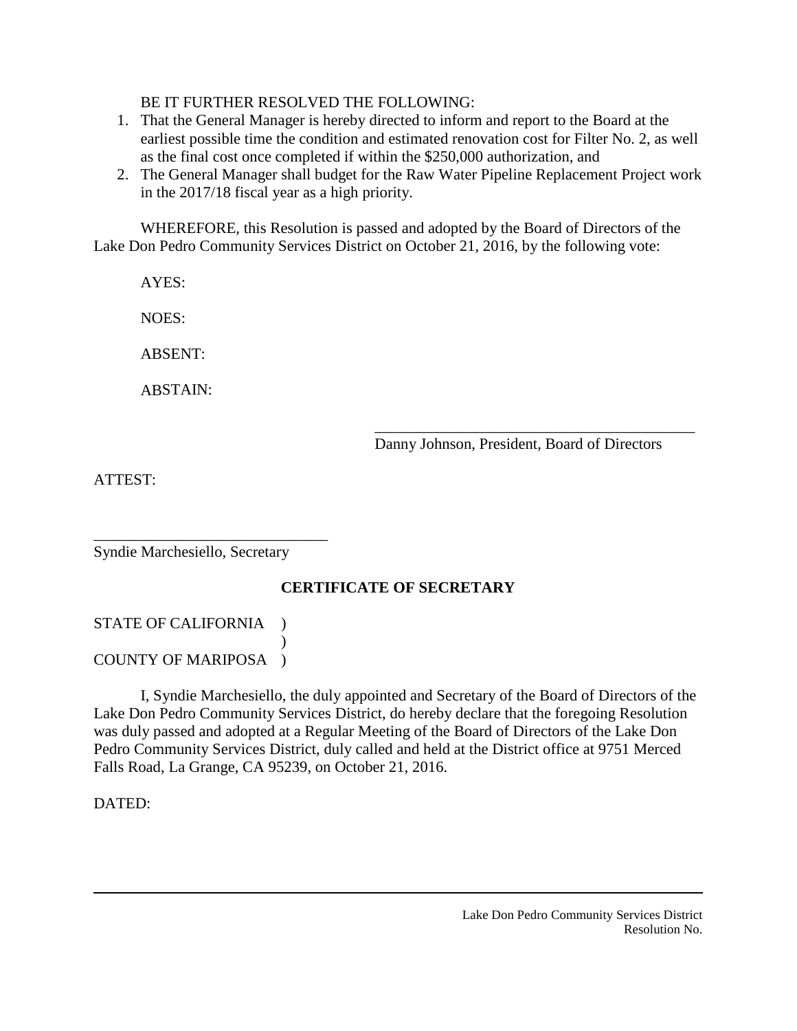BE IT FURTHER RESOLVED THE FOLLOWING:

1. That the General Manager is hereby directed to inform and report to the Board at the earliest possible time the condition and estimated renovation cost for Filter No. 2, as well as the final cost once completed if within the $250,000 authorization, and
2. The General Manager shall budget for the Raw Water Pipeline Replacement Project work in the 2017/18 fiscal year as a high priority.

WHEREFORE, this Resolution is passed and adopted by the Board of Directors of the Lake Don Pedro Community Services District on October 21, 2016, by the following vote:

AYES:

NOES:

ABSENT:

ABSTAIN:

\_\_\_\_\_\_\_\_\_\_\_\_\_\_\_\_\_\_\_\_\_\_\_\_\_\_\_\_\_\_\_\_\_\_\_\_\_\_\_\_\_\_
Danny Johnson, President, Board of Directors

ATTEST:

\_\_\_\_\_\_\_\_\_\_\_\_\_\_\_\_\_\_\_\_\_\_\_\_\_\_\_\_\_\_
Syndie Marchesiello, Secretary

**CERTIFICATE OF SECRETARY**

STATE OF CALIFORNIA )
)
COUNTY OF MARIPOSA )

I, Syndie Marchesiello, the duly appointed and Secretary of the Board of Directors of the Lake Don Pedro Community Services District, do hereby declare that the foregoing Resolution was duly passed and adopted at a Regular Meeting of the Board of Directors of the Lake Don Pedro Community Services District, duly called and held at the District office at 9751 Merced Falls Road, La Grange, CA 95239, on October 21, 2016.

DATED: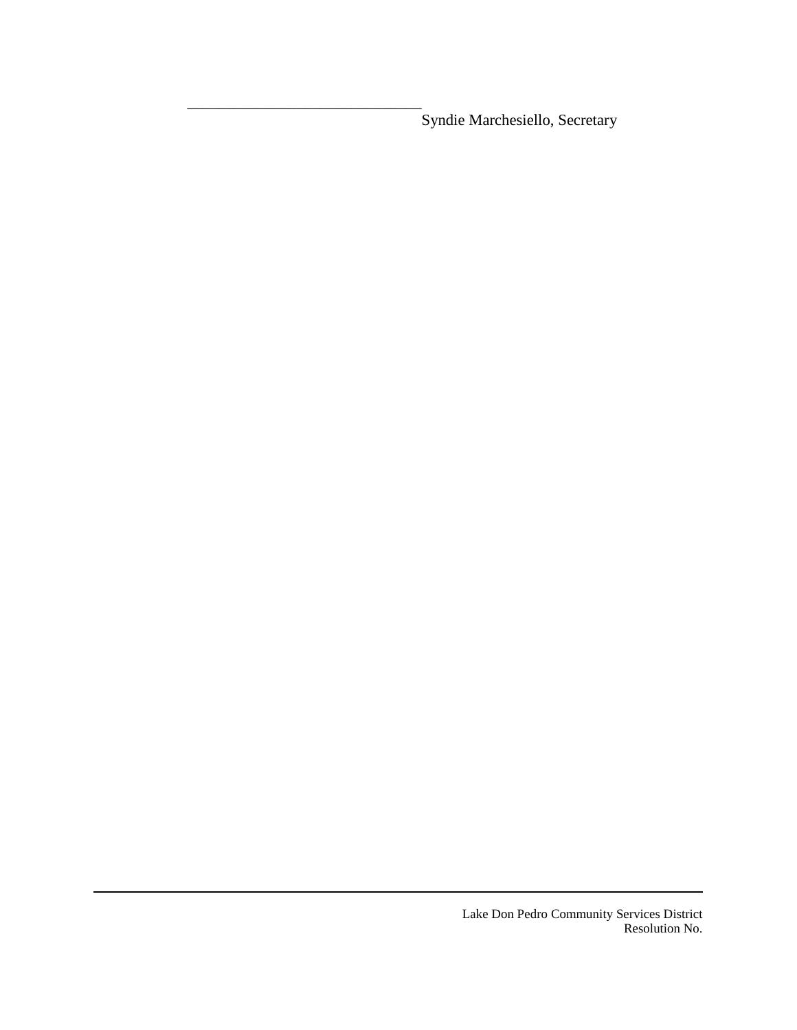\_\_\_\_\_\_\_\_\_\_\_\_\_\_\_\_\_\_\_\_\_\_\_\_\_\_\_\_\_\_

Syndie Marchesiello, Secretary